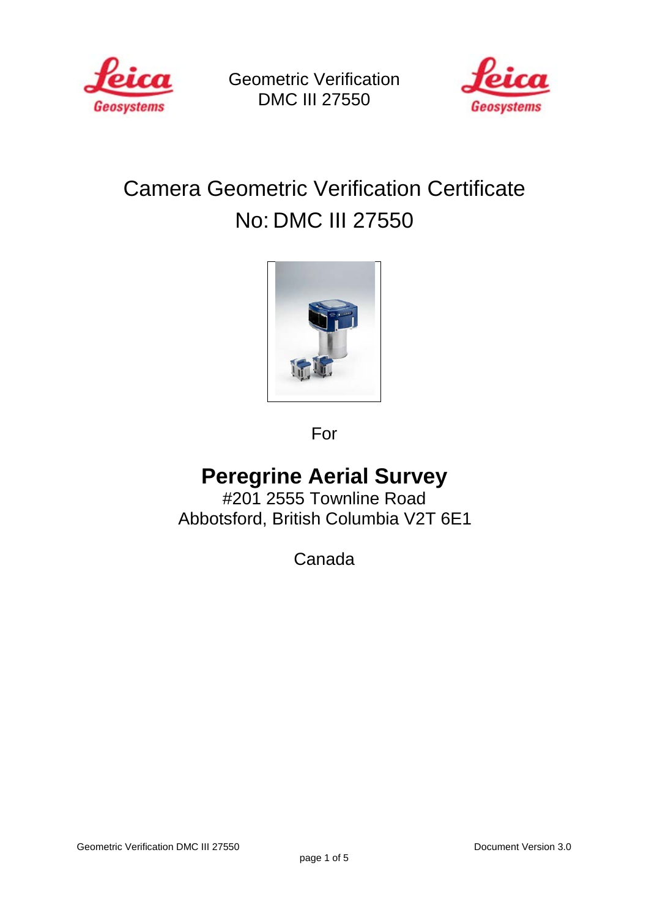# Camera Geometric Verification Certificate

# No: DMC III 27550

For

**Peregrine Aerial Survey**

#201 2555 Townline Road

Abbotsford, British Columbia V2T 6E1

Canada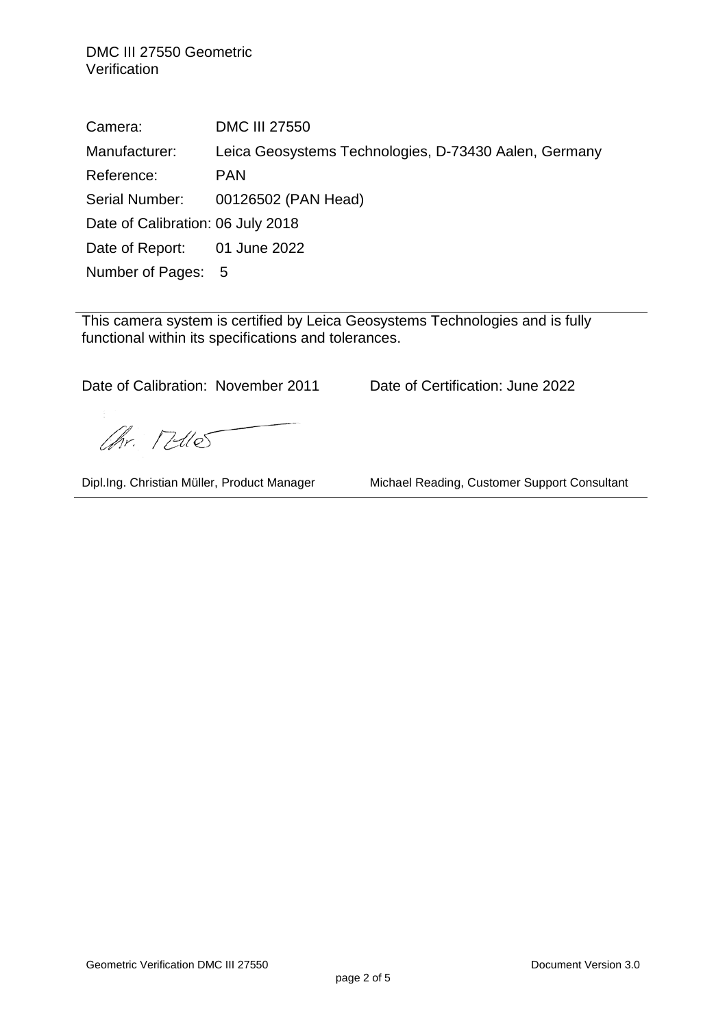DMC III 27550 Geometric Verification

| | |
|---|---|
| Camera: | DMC III 27550 |
| Manufacturer: | Leica Geosystems Technologies, D-73430 Aalen, Germany |
| Reference: | PAN |
| Serial Number: | 00126502 (PAN Head) |
| Date of Calibration: | 06 July 2018 |
| Date of Report: | 01 June 2022 |
| Number of Pages: | 5 |

---

This camera system is certified by Leica Geosystems Technologies and is fully functional within its specifications and tolerances.

Date of Calibration: November 2011 Date of Certification: June 2022

Chr. Müller

Dipl.Ing. Christian Müller, Product Manager Michael Reading, Customer Support Consultant

---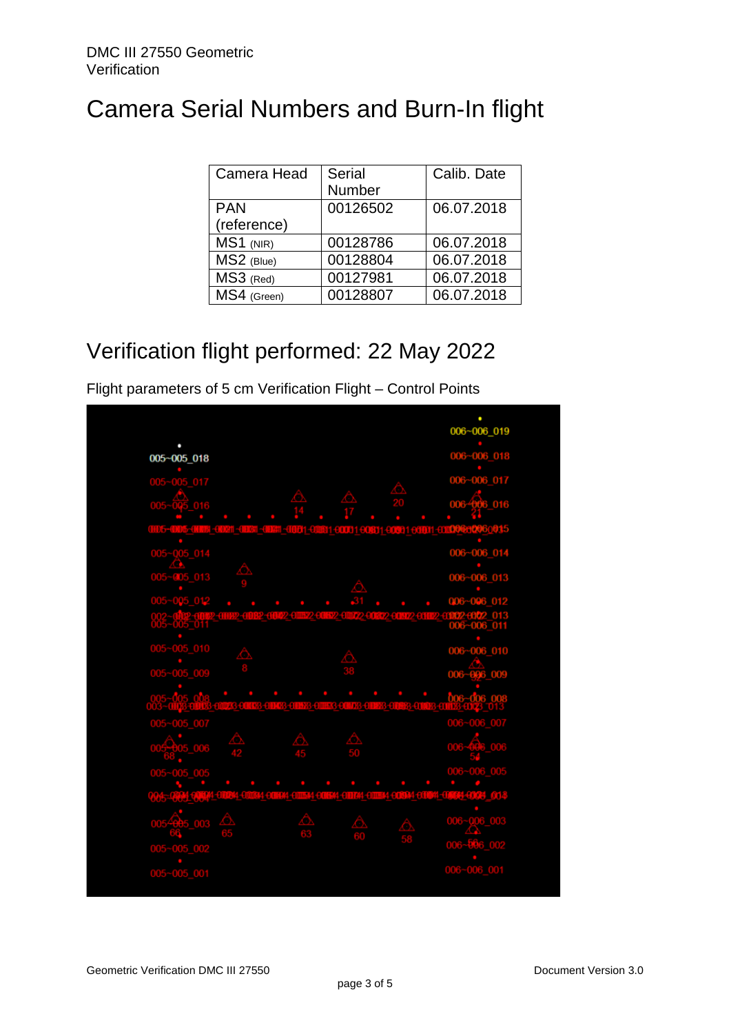# Camera Serial Numbers and Burn-In flight

| Camera Head | Serial Number | Calib. Date |
|---|---|---|
| PAN (reference) | 00126502 | 06.07.2018 |
| MS1 (NIR) | 00128786 | 06.07.2018 |
| MS2 (Blue) | 00128804 | 06.07.2018 |
| MS3 (Red) | 00127981 | 06.07.2018 |
| MS4 (Green) | 00128807 | 06.07.2018 |

# Verification flight performed: 22 May 2022

Flight parameters of 5 cm Verification Flight – Control Points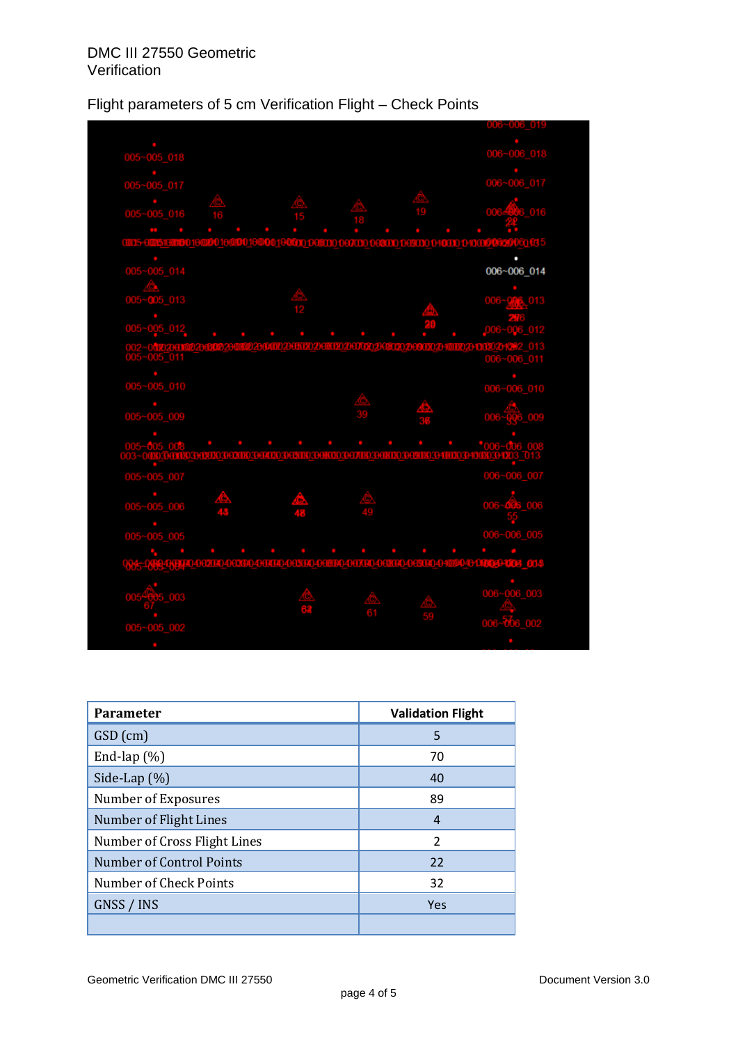Flight parameters of 5 cm Verification Flight – Check Points

| Parameter | Validation Flight |
| --- | --- |
| GSD (cm) | 5 |
| End-lap (%) | 70 |
| Side-Lap (%) | 40 |
| Number of Exposures | 89 |
| Number of Flight Lines | 4 |
| Number of Cross Flight Lines | 2 |
| Number of Control Points | 22 |
| Number of Check Points | 32 |
| GNSS / INS | Yes |
| | |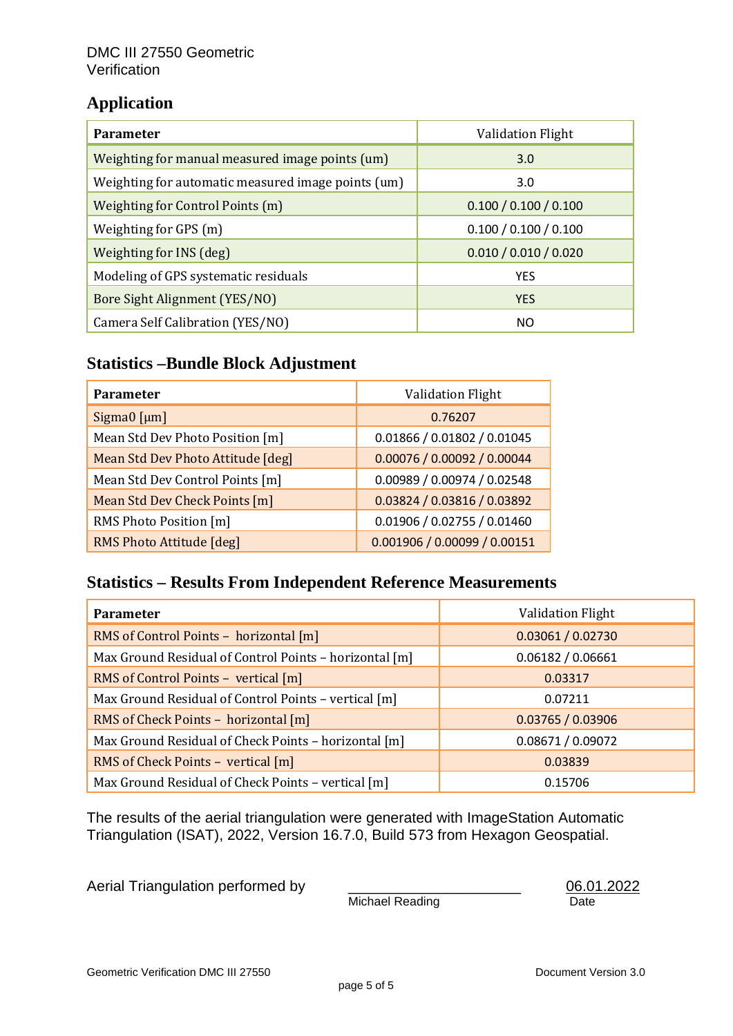DMC III 27550 Geometric Verification

## Application

| Parameter | Validation Flight |
|---|---|
| Weighting for manual measured image points (um) | 3.0 |
| Weighting for automatic measured image points (um) | 3.0 |
| Weighting for Control Points (m) | 0.100 / 0.100 / 0.100 |
| Weighting for GPS (m) | 0.100 / 0.100 / 0.100 |
| Weighting for INS (deg) | 0.010 / 0.010 / 0.020 |
| Modeling of GPS systematic residuals | YES |
| Bore Sight Alignment (YES/NO) | YES |
| Camera Self Calibration (YES/NO) | NO |

## Statistics –Bundle Block Adjustment

| Parameter | Validation Flight |
|---|---|
| Sigma0 [µm] | 0.76207 |
| Mean Std Dev Photo Position [m] | 0.01866 / 0.01802 / 0.01045 |
| Mean Std Dev Photo Attitude [deg] | 0.00076 / 0.00092 / 0.00044 |
| Mean Std Dev Control Points [m] | 0.00989 / 0.00974 / 0.02548 |
| Mean Std Dev Check Points [m] | 0.03824 / 0.03816 / 0.03892 |
| RMS Photo Position [m] | 0.01906 / 0.02755 / 0.01460 |
| RMS Photo Attitude [deg] | 0.001906 / 0.00099 / 0.00151 |

## Statistics – Results From Independent Reference Measurements

| Parameter | Validation Flight |
|---|---|
| RMS of Control Points – horizontal [m] | 0.03061 / 0.02730 |
| Max Ground Residual of Control Points – horizontal [m] | 0.06182 / 0.06661 |
| RMS of Control Points – vertical [m] | 0.03317 |
| Max Ground Residual of Control Points – vertical [m] | 0.07211 |
| RMS of Check Points – horizontal [m] | 0.03765 / 0.03906 |
| Max Ground Residual of Check Points – horizontal [m] | 0.08671 / 0.09072 |
| RMS of Check Points – vertical [m] | 0.03839 |
| Max Ground Residual of Check Points – vertical [m] | 0.15706 |

The results of the aerial triangulation were generated with ImageStation Automatic Triangulation (ISAT), 2022, Version 16.7.0, Build 573 from Hexagon Geospatial.

Aerial Triangulation performed by

_____________________
Michael Reading

06.01.2022
Date